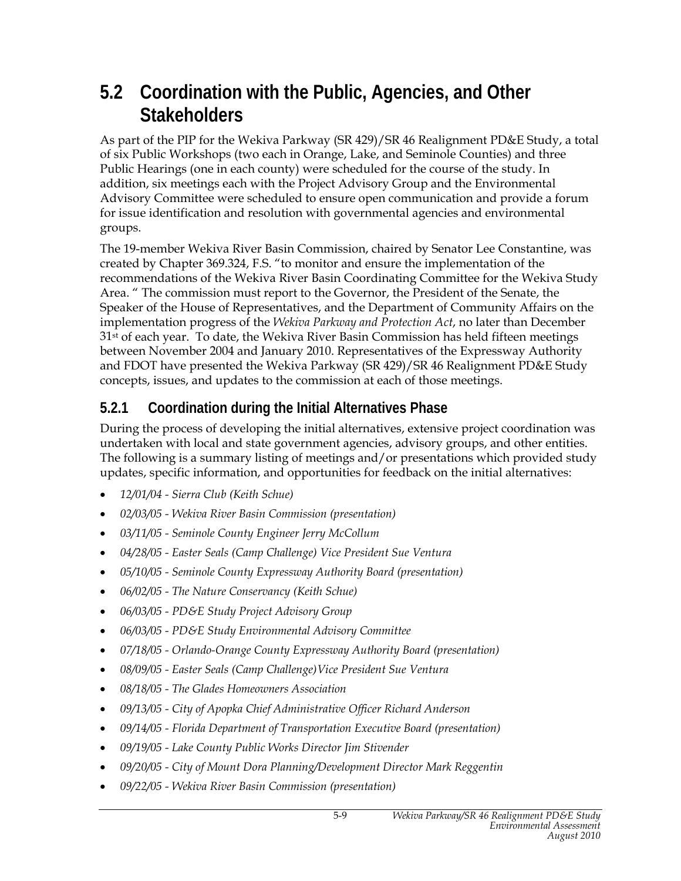## 5.2 Coordination with the Public, Agencies, and Other Stakeholders

As part of the PIP for the Wekiva Parkway (SR 429)/SR 46 Realignment PD&E Study, a total of six Public Workshops (two each in Orange, Lake, and Seminole Counties) and three Public Hearings (one in each county) were scheduled for the course of the study. In addition, six meetings each with the Project Advisory Group and the Environmental Advisory Committee were scheduled to ensure open communication and provide a forum for issue identification and resolution with governmental agencies and environmental groups.

The 19-member Wekiva River Basin Commission, chaired by Senator Lee Constantine, was created by Chapter 369.324, F.S. "to monitor and ensure the implementation of the recommendations of the Wekiva River Basin Coordinating Committee for the Wekiva Study Area. " The commission must report to the Governor, the President of the Senate, the Speaker of the House of Representatives, and the Department of Community Affairs on the implementation progress of the *Wekiva Parkway and Protection Act*, no later than December 31st of each year. To date, the Wekiva River Basin Commission has held fifteen meetings between November 2004 and January 2010. Representatives of the Expressway Authority and FDOT have presented the Wekiva Parkway (SR 429)/SR 46 Realignment PD&E Study concepts, issues, and updates to the commission at each of those meetings.

### 5.2.1 Coordination during the Initial Alternatives Phase

During the process of developing the initial alternatives, extensive project coordination was undertaken with local and state government agencies, advisory groups, and other entities. The following is a summary listing of meetings and/or presentations which provided study updates, specific information, and opportunities for feedback on the initial alternatives:

- *12/01/04 - Sierra Club (Keith Schue)*
- *02/03/05 - Wekiva River Basin Commission (presentation)*
- *03/11/05 - Seminole County Engineer Jerry McCollum*
- *04/28/05 - Easter Seals (Camp Challenge) Vice President Sue Ventura*
- *05/10/05 - Seminole County Expressway Authority Board (presentation)*
- *06/02/05 - The Nature Conservancy (Keith Schue)*
- *06/03/05 - PD&E Study Project Advisory Group*
- *06/03/05 - PD&E Study Environmental Advisory Committee*
- *07/18/05 - Orlando-Orange County Expressway Authority Board (presentation)*
- *08/09/05 - Easter Seals (Camp Challenge)Vice President Sue Ventura*
- *08/18/05 - The Glades Homeowners Association*
- *09/13/05 - City of Apopka Chief Administrative Officer Richard Anderson*
- *09/14/05 - Florida Department of Transportation Executive Board (presentation)*
- *09/19/05 - Lake County Public Works Director Jim Stivender*
- *09/20/05 - City of Mount Dora Planning/Development Director Mark Reggentin*
- *09/22/05 - Wekiva River Basin Commission (presentation)*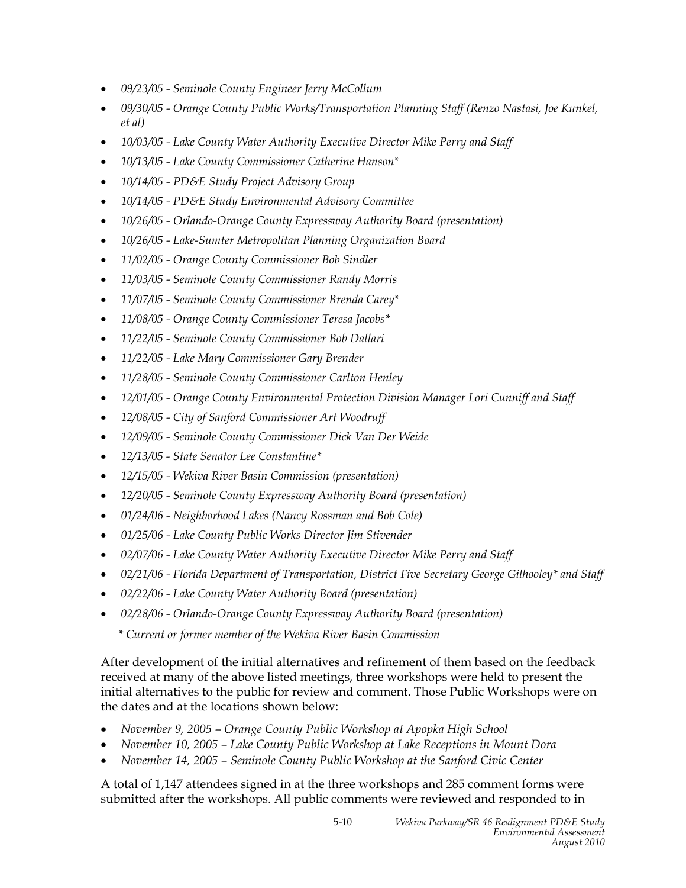- *09/23/05 - Seminole County Engineer Jerry McCollum*
- *09/30/05 - Orange County Public Works/Transportation Planning Staff (Renzo Nastasi, Joe Kunkel, et al)*
- *10/03/05 - Lake County Water Authority Executive Director Mike Perry and Staff*
- *10/13/05 - Lake County Commissioner Catherine Hanson**
- *10/14/05 - PD&E Study Project Advisory Group*
- *10/14/05 - PD&E Study Environmental Advisory Committee*
- *10/26/05 - Orlando-Orange County Expressway Authority Board (presentation)*
- *10/26/05 - Lake-Sumter Metropolitan Planning Organization Board*
- *11/02/05 - Orange County Commissioner Bob Sindler*
- *11/03/05 - Seminole County Commissioner Randy Morris*
- *11/07/05 - Seminole County Commissioner Brenda Carey**
- *11/08/05 - Orange County Commissioner Teresa Jacobs**
- *11/22/05 - Seminole County Commissioner Bob Dallari*
- *11/22/05 - Lake Mary Commissioner Gary Brender*
- *11/28/05 - Seminole County Commissioner Carlton Henley*
- *12/01/05 - Orange County Environmental Protection Division Manager Lori Cunniff and Staff*
- *12/08/05 - City of Sanford Commissioner Art Woodruff*
- *12/09/05 - Seminole County Commissioner Dick Van Der Weide*
- *12/13/05 - State Senator Lee Constantine**
- *12/15/05 - Wekiva River Basin Commission (presentation)*
- *12/20/05 - Seminole County Expressway Authority Board (presentation)*
- *01/24/06 - Neighborhood Lakes (Nancy Rossman and Bob Cole)*
- *01/25/06 - Lake County Public Works Director Jim Stivender*
- *02/07/06 - Lake County Water Authority Executive Director Mike Perry and Staff*
- *02/21/06 - Florida Department of Transportation, District Five Secretary George Gilhooley* and Staff*
- *02/22/06 - Lake County Water Authority Board (presentation)*
- *02/28/06 - Orlando-Orange County Expressway Authority Board (presentation)*

*\* Current or former member of the Wekiva River Basin Commission*

After development of the initial alternatives and refinement of them based on the feedback received at many of the above listed meetings, three workshops were held to present the initial alternatives to the public for review and comment. Those Public Workshops were on the dates and at the locations shown below:

- *November 9, 2005 – Orange County Public Workshop at Apopka High School*
- *November 10, 2005 – Lake County Public Workshop at Lake Receptions in Mount Dora*
- *November 14, 2005 – Seminole County Public Workshop at the Sanford Civic Center*

A total of 1,147 attendees signed in at the three workshops and 285 comment forms were submitted after the workshops. All public comments were reviewed and responded to in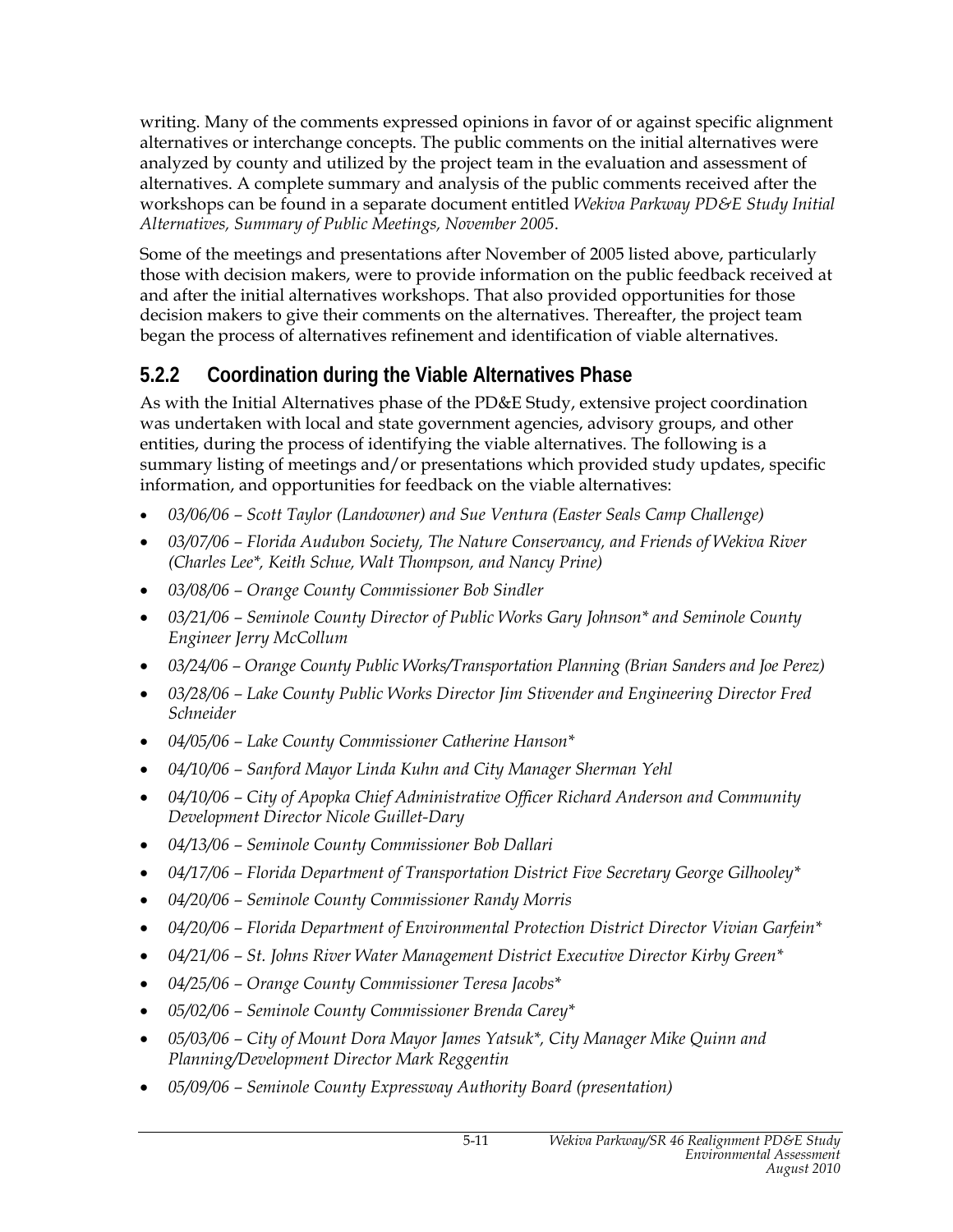writing. Many of the comments expressed opinions in favor of or against specific alignment alternatives or interchange concepts. The public comments on the initial alternatives were analyzed by county and utilized by the project team in the evaluation and assessment of alternatives. A complete summary and analysis of the public comments received after the workshops can be found in a separate document entitled *Wekiva Parkway PD&E Study Initial Alternatives, Summary of Public Meetings, November 2005*.

Some of the meetings and presentations after November of 2005 listed above, particularly those with decision makers, were to provide information on the public feedback received at and after the initial alternatives workshops. That also provided opportunities for those decision makers to give their comments on the alternatives. Thereafter, the project team began the process of alternatives refinement and identification of viable alternatives.

### 5.2.2 Coordination during the Viable Alternatives Phase

As with the Initial Alternatives phase of the PD&E Study, extensive project coordination was undertaken with local and state government agencies, advisory groups, and other entities, during the process of identifying the viable alternatives. The following is a summary listing of meetings and/or presentations which provided study updates, specific information, and opportunities for feedback on the viable alternatives:

- *03/06/06 – Scott Taylor (Landowner) and Sue Ventura (Easter Seals Camp Challenge)*
- *03/07/06 – Florida Audubon Society, The Nature Conservancy, and Friends of Wekiva River (Charles Lee*, Keith Schue, Walt Thompson, and Nancy Prine)*
- *03/08/06 – Orange County Commissioner Bob Sindler*
- *03/21/06 – Seminole County Director of Public Works Gary Johnson* and Seminole County Engineer Jerry McCollum*
- *03/24/06 – Orange County Public Works/Transportation Planning (Brian Sanders and Joe Perez)*
- *03/28/06 – Lake County Public Works Director Jim Stivender and Engineering Director Fred Schneider*
- *04/05/06 – Lake County Commissioner Catherine Hanson**
- *04/10/06 – Sanford Mayor Linda Kuhn and City Manager Sherman Yehl*
- *04/10/06 – City of Apopka Chief Administrative Officer Richard Anderson and Community Development Director Nicole Guillet-Dary*
- *04/13/06 – Seminole County Commissioner Bob Dallari*
- *04/17/06 – Florida Department of Transportation District Five Secretary George Gilhooley**
- *04/20/06 – Seminole County Commissioner Randy Morris*
- *04/20/06 – Florida Department of Environmental Protection District Director Vivian Garfein**
- *04/21/06 – St. Johns River Water Management District Executive Director Kirby Green**
- *04/25/06 – Orange County Commissioner Teresa Jacobs**
- *05/02/06 – Seminole County Commissioner Brenda Carey**
- *05/03/06 – City of Mount Dora Mayor James Yatsuk*, City Manager Mike Quinn and Planning/Development Director Mark Reggentin*
- *05/09/06 – Seminole County Expressway Authority Board (presentation)*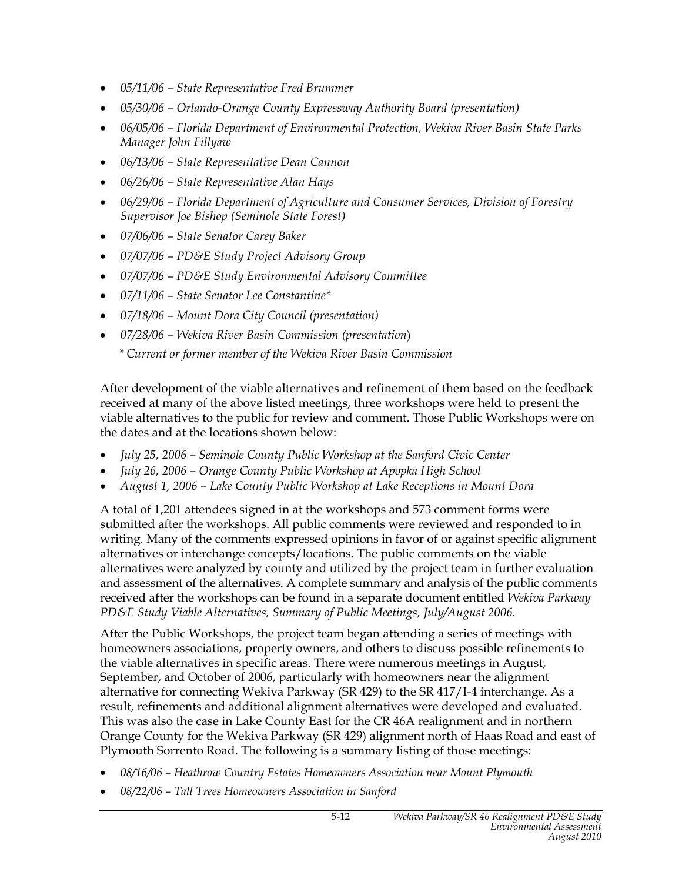- *05/11/06 – State Representative Fred Brummer*
- *05/30/06 – Orlando-Orange County Expressway Authority Board (presentation)*
- *06/05/06 – Florida Department of Environmental Protection, Wekiva River Basin State Parks Manager John Fillyaw*
- *06/13/06 – State Representative Dean Cannon*
- *06/26/06 – State Representative Alan Hays*
- *06/29/06 – Florida Department of Agriculture and Consumer Services, Division of Forestry Supervisor Joe Bishop (Seminole State Forest)*
- *07/06/06 – State Senator Carey Baker*
- *07/07/06 – PD&E Study Project Advisory Group*
- *07/07/06 – PD&E Study Environmental Advisory Committee*
- *07/11/06 – State Senator Lee Constantine**
- *07/18/06 – Mount Dora City Council (presentation)*
- *07/28/06 – Wekiva River Basin Commission (presentation)*

  ** Current or former member of the Wekiva River Basin Commission*

After development of the viable alternatives and refinement of them based on the feedback received at many of the above listed meetings, three workshops were held to present the viable alternatives to the public for review and comment. Those Public Workshops were on the dates and at the locations shown below:

- *July 25, 2006 – Seminole County Public Workshop at the Sanford Civic Center*
- *July 26, 2006 – Orange County Public Workshop at Apopka High School*
- *August 1, 2006 – Lake County Public Workshop at Lake Receptions in Mount Dora*

A total of 1,201 attendees signed in at the workshops and 573 comment forms were submitted after the workshops. All public comments were reviewed and responded to in writing. Many of the comments expressed opinions in favor of or against specific alignment alternatives or interchange concepts/locations. The public comments on the viable alternatives were analyzed by county and utilized by the project team in further evaluation and assessment of the alternatives. A complete summary and analysis of the public comments received after the workshops can be found in a separate document entitled *Wekiva Parkway PD&E Study Viable Alternatives, Summary of Public Meetings, July/August 2006*.

After the Public Workshops, the project team began attending a series of meetings with homeowners associations, property owners, and others to discuss possible refinements to the viable alternatives in specific areas. There were numerous meetings in August, September, and October of 2006, particularly with homeowners near the alignment alternative for connecting Wekiva Parkway (SR 429) to the SR 417/I-4 interchange. As a result, refinements and additional alignment alternatives were developed and evaluated. This was also the case in Lake County East for the CR 46A realignment and in northern Orange County for the Wekiva Parkway (SR 429) alignment north of Haas Road and east of Plymouth Sorrento Road. The following is a summary listing of those meetings:

- *08/16/06 – Heathrow Country Estates Homeowners Association near Mount Plymouth*
- *08/22/06 – Tall Trees Homeowners Association in Sanford*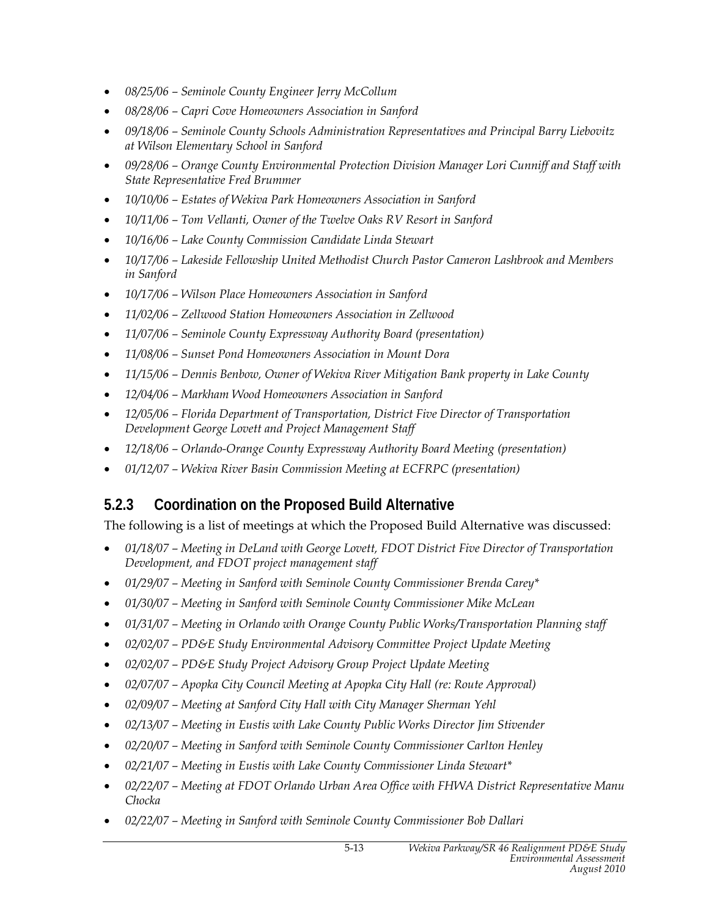- *08/25/06 – Seminole County Engineer Jerry McCollum*
- *08/28/06 – Capri Cove Homeowners Association in Sanford*
- *09/18/06 – Seminole County Schools Administration Representatives and Principal Barry Liebovitz at Wilson Elementary School in Sanford*
- *09/28/06 – Orange County Environmental Protection Division Manager Lori Cunniff and Staff with State Representative Fred Brummer*
- *10/10/06 – Estates of Wekiva Park Homeowners Association in Sanford*
- *10/11/06 – Tom Vellanti, Owner of the Twelve Oaks RV Resort in Sanford*
- *10/16/06 – Lake County Commission Candidate Linda Stewart*
- *10/17/06 – Lakeside Fellowship United Methodist Church Pastor Cameron Lashbrook and Members in Sanford*
- *10/17/06 – Wilson Place Homeowners Association in Sanford*
- *11/02/06 – Zellwood Station Homeowners Association in Zellwood*
- *11/07/06 – Seminole County Expressway Authority Board (presentation)*
- *11/08/06 – Sunset Pond Homeowners Association in Mount Dora*
- *11/15/06 – Dennis Benbow, Owner of Wekiva River Mitigation Bank property in Lake County*
- *12/04/06 – Markham Wood Homeowners Association in Sanford*
- *12/05/06 – Florida Department of Transportation, District Five Director of Transportation Development George Lovett and Project Management Staff*
- *12/18/06 – Orlando-Orange County Expressway Authority Board Meeting (presentation)*
- *01/12/07 – Wekiva River Basin Commission Meeting at ECFRPC (presentation)*

### 5.2.3 Coordination on the Proposed Build Alternative

The following is a list of meetings at which the Proposed Build Alternative was discussed:

- *01/18/07 – Meeting in DeLand with George Lovett, FDOT District Five Director of Transportation Development, and FDOT project management staff*
- *01/29/07 – Meeting in Sanford with Seminole County Commissioner Brenda Carey**
- *01/30/07 – Meeting in Sanford with Seminole County Commissioner Mike McLean*
- *01/31/07 – Meeting in Orlando with Orange County Public Works/Transportation Planning staff*
- *02/02/07 – PD&E Study Environmental Advisory Committee Project Update Meeting*
- *02/02/07 – PD&E Study Project Advisory Group Project Update Meeting*
- *02/07/07 – Apopka City Council Meeting at Apopka City Hall (re: Route Approval)*
- *02/09/07 – Meeting at Sanford City Hall with City Manager Sherman Yehl*
- *02/13/07 – Meeting in Eustis with Lake County Public Works Director Jim Stivender*
- *02/20/07 – Meeting in Sanford with Seminole County Commissioner Carlton Henley*
- *02/21/07 – Meeting in Eustis with Lake County Commissioner Linda Stewart**
- *02/22/07 – Meeting at FDOT Orlando Urban Area Office with FHWA District Representative Manu Chocka*
- *02/22/07 – Meeting in Sanford with Seminole County Commissioner Bob Dallari*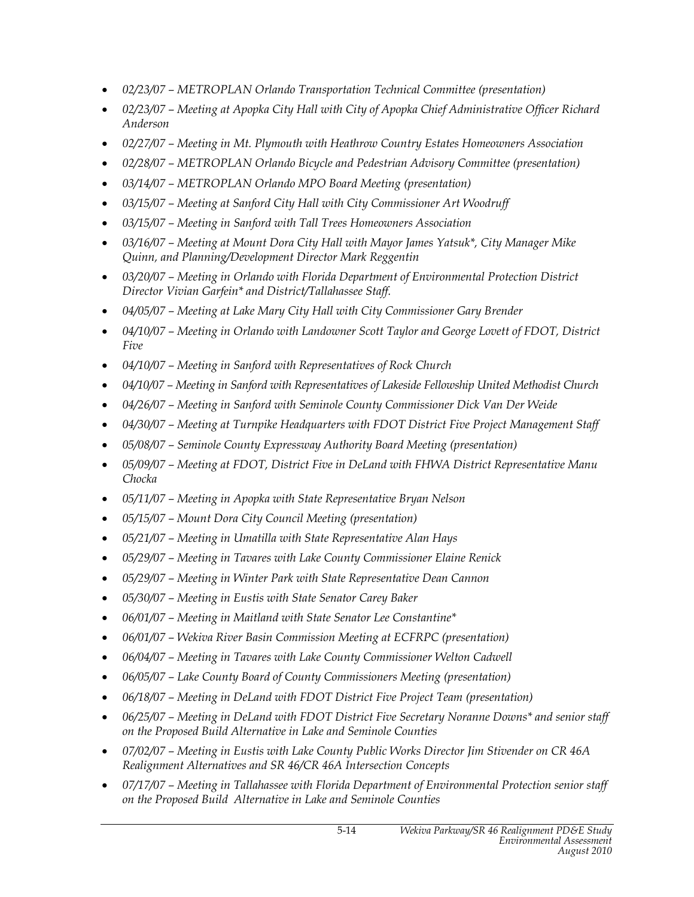- *02/23/07 – METROPLAN Orlando Transportation Technical Committee (presentation)*
- *02/23/07 – Meeting at Apopka City Hall with City of Apopka Chief Administrative Officer Richard Anderson*
- *02/27/07 – Meeting in Mt. Plymouth with Heathrow Country Estates Homeowners Association*
- *02/28/07 – METROPLAN Orlando Bicycle and Pedestrian Advisory Committee (presentation)*
- *03/14/07 – METROPLAN Orlando MPO Board Meeting (presentation)*
- *03/15/07 – Meeting at Sanford City Hall with City Commissioner Art Woodruff*
- *03/15/07 – Meeting in Sanford with Tall Trees Homeowners Association*
- *03/16/07 – Meeting at Mount Dora City Hall with Mayor James Yatsuk*, City Manager Mike Quinn, and Planning/Development Director Mark Reggentin*
- *03/20/07 – Meeting in Orlando with Florida Department of Environmental Protection District Director Vivian Garfein* and District/Tallahassee Staff.*
- *04/05/07 – Meeting at Lake Mary City Hall with City Commissioner Gary Brender*
- *04/10/07 – Meeting in Orlando with Landowner Scott Taylor and George Lovett of FDOT, District Five*
- *04/10/07 – Meeting in Sanford with Representatives of Rock Church*
- *04/10/07 – Meeting in Sanford with Representatives of Lakeside Fellowship United Methodist Church*
- *04/26/07 – Meeting in Sanford with Seminole County Commissioner Dick Van Der Weide*
- *04/30/07 – Meeting at Turnpike Headquarters with FDOT District Five Project Management Staff*
- *05/08/07 – Seminole County Expressway Authority Board Meeting (presentation)*
- *05/09/07 – Meeting at FDOT, District Five in DeLand with FHWA District Representative Manu Chocka*
- *05/11/07 – Meeting in Apopka with State Representative Bryan Nelson*
- *05/15/07 – Mount Dora City Council Meeting (presentation)*
- *05/21/07 – Meeting in Umatilla with State Representative Alan Hays*
- *05/29/07 – Meeting in Tavares with Lake County Commissioner Elaine Renick*
- *05/29/07 – Meeting in Winter Park with State Representative Dean Cannon*
- *05/30/07 – Meeting in Eustis with State Senator Carey Baker*
- *06/01/07 – Meeting in Maitland with State Senator Lee Constantine**
- *06/01/07 – Wekiva River Basin Commission Meeting at ECFRPC (presentation)*
- *06/04/07 – Meeting in Tavares with Lake County Commissioner Welton Cadwell*
- *06/05/07 – Lake County Board of County Commissioners Meeting (presentation)*
- *06/18/07 – Meeting in DeLand with FDOT District Five Project Team (presentation)*
- *06/25/07 – Meeting in DeLand with FDOT District Five Secretary Noranne Downs* and senior staff on the Proposed Build Alternative in Lake and Seminole Counties*
- *07/02/07 – Meeting in Eustis with Lake County Public Works Director Jim Stivender on CR 46A Realignment Alternatives and SR 46/CR 46A Intersection Concepts*
- *07/17/07 – Meeting in Tallahassee with Florida Department of Environmental Protection senior staff on the Proposed Build Alternative in Lake and Seminole Counties*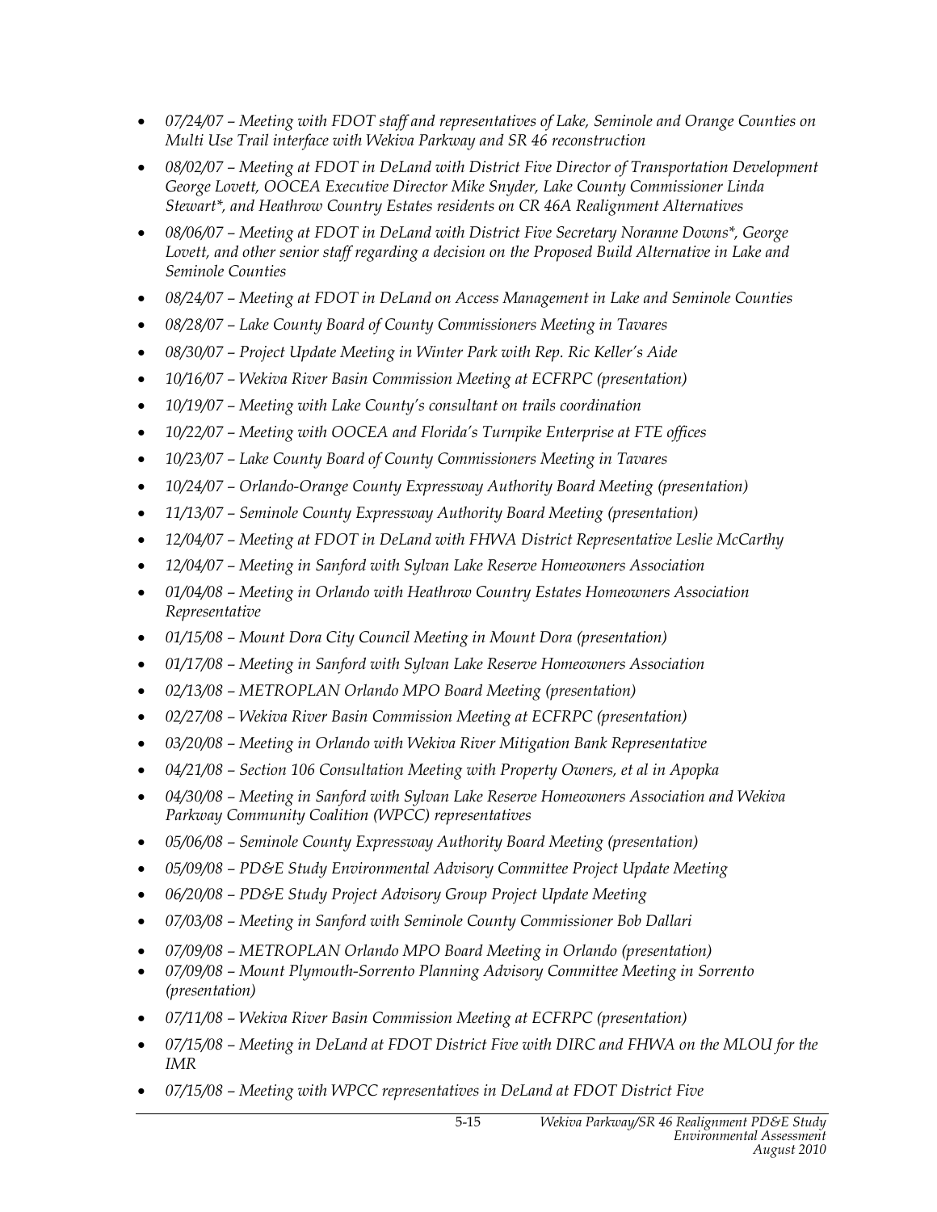- *07/24/07 – Meeting with FDOT staff and representatives of Lake, Seminole and Orange Counties on Multi Use Trail interface with Wekiva Parkway and SR 46 reconstruction*
- *08/02/07 – Meeting at FDOT in DeLand with District Five Director of Transportation Development George Lovett, OOCEA Executive Director Mike Snyder, Lake County Commissioner Linda Stewart*, and Heathrow Country Estates residents on CR 46A Realignment Alternatives*
- *08/06/07 – Meeting at FDOT in DeLand with District Five Secretary Noranne Downs*, George Lovett, and other senior staff regarding a decision on the Proposed Build Alternative in Lake and Seminole Counties*
- *08/24/07 – Meeting at FDOT in DeLand on Access Management in Lake and Seminole Counties*
- *08/28/07 – Lake County Board of County Commissioners Meeting in Tavares*
- *08/30/07 – Project Update Meeting in Winter Park with Rep. Ric Keller's Aide*
- *10/16/07 – Wekiva River Basin Commission Meeting at ECFRPC (presentation)*
- *10/19/07 – Meeting with Lake County's consultant on trails coordination*
- *10/22/07 – Meeting with OOCEA and Florida's Turnpike Enterprise at FTE offices*
- *10/23/07 – Lake County Board of County Commissioners Meeting in Tavares*
- *10/24/07 – Orlando-Orange County Expressway Authority Board Meeting (presentation)*
- *11/13/07 – Seminole County Expressway Authority Board Meeting (presentation)*
- *12/04/07 – Meeting at FDOT in DeLand with FHWA District Representative Leslie McCarthy*
- *12/04/07 – Meeting in Sanford with Sylvan Lake Reserve Homeowners Association*
- *01/04/08 – Meeting in Orlando with Heathrow Country Estates Homeowners Association Representative*
- *01/15/08 – Mount Dora City Council Meeting in Mount Dora (presentation)*
- *01/17/08 – Meeting in Sanford with Sylvan Lake Reserve Homeowners Association*
- *02/13/08 – METROPLAN Orlando MPO Board Meeting (presentation)*
- *02/27/08 – Wekiva River Basin Commission Meeting at ECFRPC (presentation)*
- *03/20/08 – Meeting in Orlando with Wekiva River Mitigation Bank Representative*
- *04/21/08 – Section 106 Consultation Meeting with Property Owners, et al in Apopka*
- *04/30/08 – Meeting in Sanford with Sylvan Lake Reserve Homeowners Association and Wekiva Parkway Community Coalition (WPCC) representatives*
- *05/06/08 – Seminole County Expressway Authority Board Meeting (presentation)*
- *05/09/08 – PD&E Study Environmental Advisory Committee Project Update Meeting*
- *06/20/08 – PD&E Study Project Advisory Group Project Update Meeting*
- *07/03/08 – Meeting in Sanford with Seminole County Commissioner Bob Dallari*
- *07/09/08 – METROPLAN Orlando MPO Board Meeting in Orlando (presentation)*
- *07/09/08 – Mount Plymouth-Sorrento Planning Advisory Committee Meeting in Sorrento (presentation)*
- *07/11/08 – Wekiva River Basin Commission Meeting at ECFRPC (presentation)*
- *07/15/08 – Meeting in DeLand at FDOT District Five with DIRC and FHWA on the MLOU for the IMR*
- *07/15/08 – Meeting with WPCC representatives in DeLand at FDOT District Five*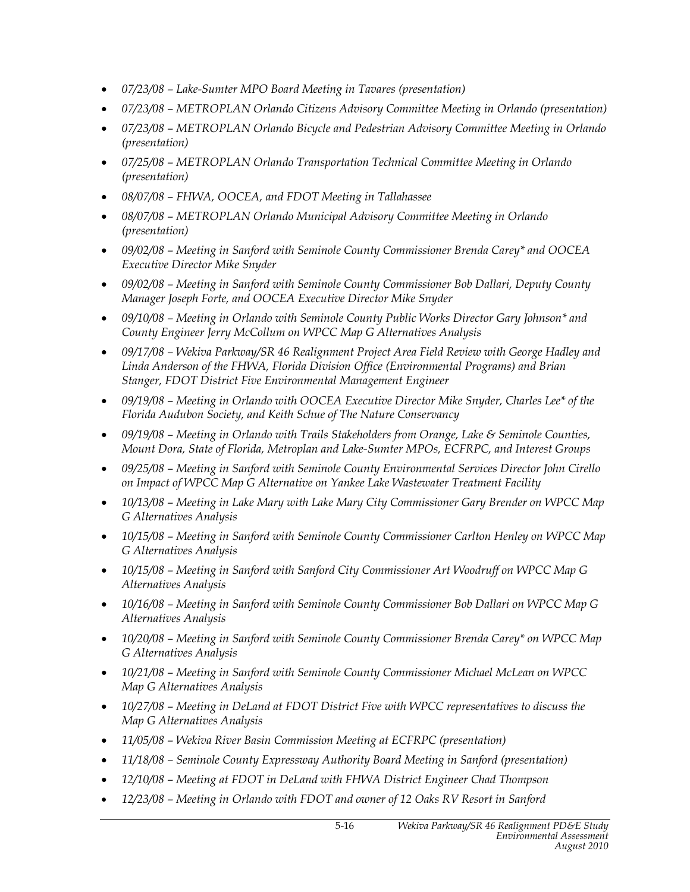- *07/23/08 – Lake-Sumter MPO Board Meeting in Tavares (presentation)*
- *07/23/08 – METROPLAN Orlando Citizens Advisory Committee Meeting in Orlando (presentation)*
- *07/23/08 – METROPLAN Orlando Bicycle and Pedestrian Advisory Committee Meeting in Orlando (presentation)*
- *07/25/08 – METROPLAN Orlando Transportation Technical Committee Meeting in Orlando (presentation)*
- *08/07/08 – FHWA, OOCEA, and FDOT Meeting in Tallahassee*
- *08/07/08 – METROPLAN Orlando Municipal Advisory Committee Meeting in Orlando (presentation)*
- *09/02/08 – Meeting in Sanford with Seminole County Commissioner Brenda Carey* and OOCEA Executive Director Mike Snyder*
- *09/02/08 – Meeting in Sanford with Seminole County Commissioner Bob Dallari, Deputy County Manager Joseph Forte, and OOCEA Executive Director Mike Snyder*
- *09/10/08 – Meeting in Orlando with Seminole County Public Works Director Gary Johnson* and County Engineer Jerry McCollum on WPCC Map G Alternatives Analysis*
- *09/17/08 – Wekiva Parkway/SR 46 Realignment Project Area Field Review with George Hadley and Linda Anderson of the FHWA, Florida Division Office (Environmental Programs) and Brian Stanger, FDOT District Five Environmental Management Engineer*
- *09/19/08 – Meeting in Orlando with OOCEA Executive Director Mike Snyder, Charles Lee* of the Florida Audubon Society, and Keith Schue of The Nature Conservancy*
- *09/19/08 – Meeting in Orlando with Trails Stakeholders from Orange, Lake & Seminole Counties, Mount Dora, State of Florida, Metroplan and Lake-Sumter MPOs, ECFRPC, and Interest Groups*
- *09/25/08 – Meeting in Sanford with Seminole County Environmental Services Director John Cirello on Impact of WPCC Map G Alternative on Yankee Lake Wastewater Treatment Facility*
- *10/13/08 – Meeting in Lake Mary with Lake Mary City Commissioner Gary Brender on WPCC Map G Alternatives Analysis*
- *10/15/08 – Meeting in Sanford with Seminole County Commissioner Carlton Henley on WPCC Map G Alternatives Analysis*
- *10/15/08 – Meeting in Sanford with Sanford City Commissioner Art Woodruff on WPCC Map G Alternatives Analysis*
- *10/16/08 – Meeting in Sanford with Seminole County Commissioner Bob Dallari on WPCC Map G Alternatives Analysis*
- *10/20/08 – Meeting in Sanford with Seminole County Commissioner Brenda Carey* on WPCC Map G Alternatives Analysis*
- *10/21/08 – Meeting in Sanford with Seminole County Commissioner Michael McLean on WPCC Map G Alternatives Analysis*
- *10/27/08 – Meeting in DeLand at FDOT District Five with WPCC representatives to discuss the Map G Alternatives Analysis*
- *11/05/08 – Wekiva River Basin Commission Meeting at ECFRPC (presentation)*
- *11/18/08 – Seminole County Expressway Authority Board Meeting in Sanford (presentation)*
- *12/10/08 – Meeting at FDOT in DeLand with FHWA District Engineer Chad Thompson*
- *12/23/08 – Meeting in Orlando with FDOT and owner of 12 Oaks RV Resort in Sanford*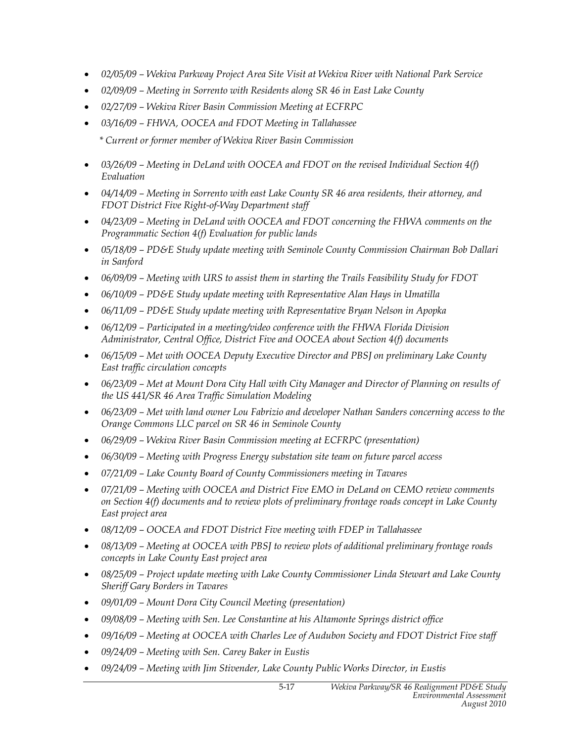- *02/05/09 – Wekiva Parkway Project Area Site Visit at Wekiva River with National Park Service*
- *02/09/09 – Meeting in Sorrento with Residents along SR 46 in East Lake County*
- *02/27/09 – Wekiva River Basin Commission Meeting at ECFRPC*
- *03/16/09 – FHWA, OOCEA and FDOT Meeting in Tallahassee*

  *\* Current or former member of Wekiva River Basin Commission*

- *03/26/09 – Meeting in DeLand with OOCEA and FDOT on the revised Individual Section 4(f) Evaluation*
- *04/14/09 – Meeting in Sorrento with east Lake County SR 46 area residents, their attorney, and FDOT District Five Right-of-Way Department staff*
- *04/23/09 – Meeting in DeLand with OOCEA and FDOT concerning the FHWA comments on the Programmatic Section 4(f) Evaluation for public lands*
- *05/18/09 – PD&E Study update meeting with Seminole County Commission Chairman Bob Dallari in Sanford*
- *06/09/09 – Meeting with URS to assist them in starting the Trails Feasibility Study for FDOT*
- *06/10/09 – PD&E Study update meeting with Representative Alan Hays in Umatilla*
- *06/11/09 – PD&E Study update meeting with Representative Bryan Nelson in Apopka*
- *06/12/09 – Participated in a meeting/video conference with the FHWA Florida Division Administrator, Central Office, District Five and OOCEA about Section 4(f) documents*
- *06/15/09 – Met with OOCEA Deputy Executive Director and PBSJ on preliminary Lake County East traffic circulation concepts*
- *06/23/09 – Met at Mount Dora City Hall with City Manager and Director of Planning on results of the US 441/SR 46 Area Traffic Simulation Modeling*
- *06/23/09 – Met with land owner Lou Fabrizio and developer Nathan Sanders concerning access to the Orange Commons LLC parcel on SR 46 in Seminole County*
- *06/29/09 – Wekiva River Basin Commission meeting at ECFRPC (presentation)*
- *06/30/09 – Meeting with Progress Energy substation site team on future parcel access*
- *07/21/09 – Lake County Board of County Commissioners meeting in Tavares*
- *07/21/09 – Meeting with OOCEA and District Five EMO in DeLand on CEMO review comments on Section 4(f) documents and to review plots of preliminary frontage roads concept in Lake County East project area*
- *08/12/09 – OOCEA and FDOT District Five meeting with FDEP in Tallahassee*
- *08/13/09 – Meeting at OOCEA with PBSJ to review plots of additional preliminary frontage roads concepts in Lake County East project area*
- *08/25/09 – Project update meeting with Lake County Commissioner Linda Stewart and Lake County Sheriff Gary Borders in Tavares*
- *09/01/09 – Mount Dora City Council Meeting (presentation)*
- *09/08/09 – Meeting with Sen. Lee Constantine at his Altamonte Springs district office*
- *09/16/09 – Meeting at OOCEA with Charles Lee of Audubon Society and FDOT District Five staff*
- *09/24/09 – Meeting with Sen. Carey Baker in Eustis*
- *09/24/09 – Meeting with Jim Stivender, Lake County Public Works Director, in Eustis*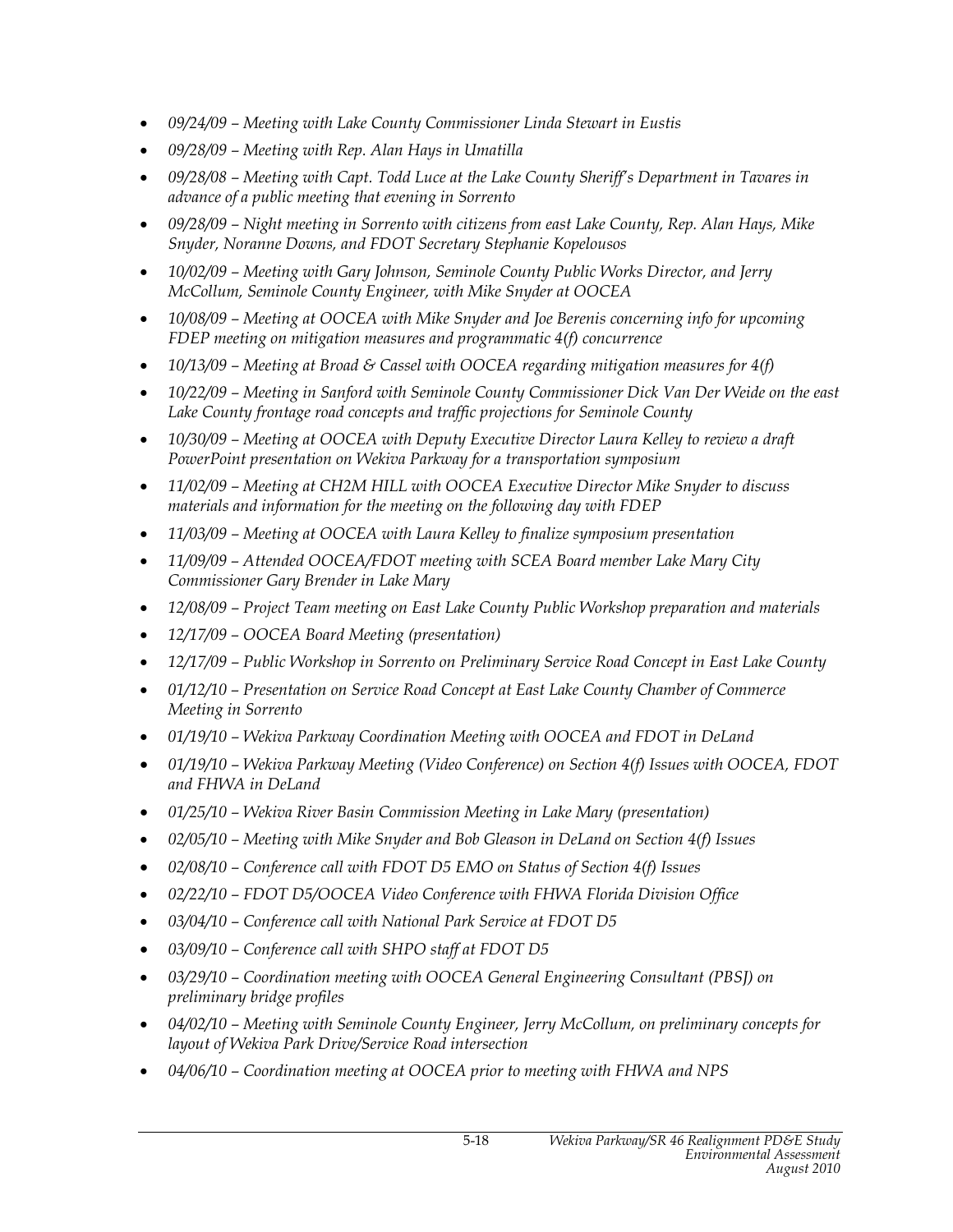- *09/24/09 – Meeting with Lake County Commissioner Linda Stewart in Eustis*
- *09/28/09 – Meeting with Rep. Alan Hays in Umatilla*
- *09/28/08 – Meeting with Capt. Todd Luce at the Lake County Sheriff's Department in Tavares in advance of a public meeting that evening in Sorrento*
- *09/28/09 – Night meeting in Sorrento with citizens from east Lake County, Rep. Alan Hays, Mike Snyder, Noranne Downs, and FDOT Secretary Stephanie Kopelousos*
- *10/02/09 – Meeting with Gary Johnson, Seminole County Public Works Director, and Jerry McCollum, Seminole County Engineer, with Mike Snyder at OOCEA*
- *10/08/09 – Meeting at OOCEA with Mike Snyder and Joe Berenis concerning info for upcoming FDEP meeting on mitigation measures and programmatic 4(f) concurrence*
- *10/13/09 – Meeting at Broad & Cassel with OOCEA regarding mitigation measures for 4(f)*
- *10/22/09 – Meeting in Sanford with Seminole County Commissioner Dick Van Der Weide on the east Lake County frontage road concepts and traffic projections for Seminole County*
- *10/30/09 – Meeting at OOCEA with Deputy Executive Director Laura Kelley to review a draft PowerPoint presentation on Wekiva Parkway for a transportation symposium*
- *11/02/09 – Meeting at CH2M HILL with OOCEA Executive Director Mike Snyder to discuss materials and information for the meeting on the following day with FDEP*
- *11/03/09 – Meeting at OOCEA with Laura Kelley to finalize symposium presentation*
- *11/09/09 – Attended OOCEA/FDOT meeting with SCEA Board member Lake Mary City Commissioner Gary Brender in Lake Mary*
- *12/08/09 – Project Team meeting on East Lake County Public Workshop preparation and materials*
- *12/17/09 – OOCEA Board Meeting (presentation)*
- *12/17/09 – Public Workshop in Sorrento on Preliminary Service Road Concept in East Lake County*
- *01/12/10 – Presentation on Service Road Concept at East Lake County Chamber of Commerce Meeting in Sorrento*
- *01/19/10 – Wekiva Parkway Coordination Meeting with OOCEA and FDOT in DeLand*
- *01/19/10 – Wekiva Parkway Meeting (Video Conference) on Section 4(f) Issues with OOCEA, FDOT and FHWA in DeLand*
- *01/25/10 – Wekiva River Basin Commission Meeting in Lake Mary (presentation)*
- *02/05/10 – Meeting with Mike Snyder and Bob Gleason in DeLand on Section 4(f) Issues*
- *02/08/10 – Conference call with FDOT D5 EMO on Status of Section 4(f) Issues*
- *02/22/10 – FDOT D5/OOCEA Video Conference with FHWA Florida Division Office*
- *03/04/10 – Conference call with National Park Service at FDOT D5*
- *03/09/10 – Conference call with SHPO staff at FDOT D5*
- *03/29/10 – Coordination meeting with OOCEA General Engineering Consultant (PBSJ) on preliminary bridge profiles*
- *04/02/10 – Meeting with Seminole County Engineer, Jerry McCollum, on preliminary concepts for layout of Wekiva Park Drive/Service Road intersection*
- *04/06/10 – Coordination meeting at OOCEA prior to meeting with FHWA and NPS*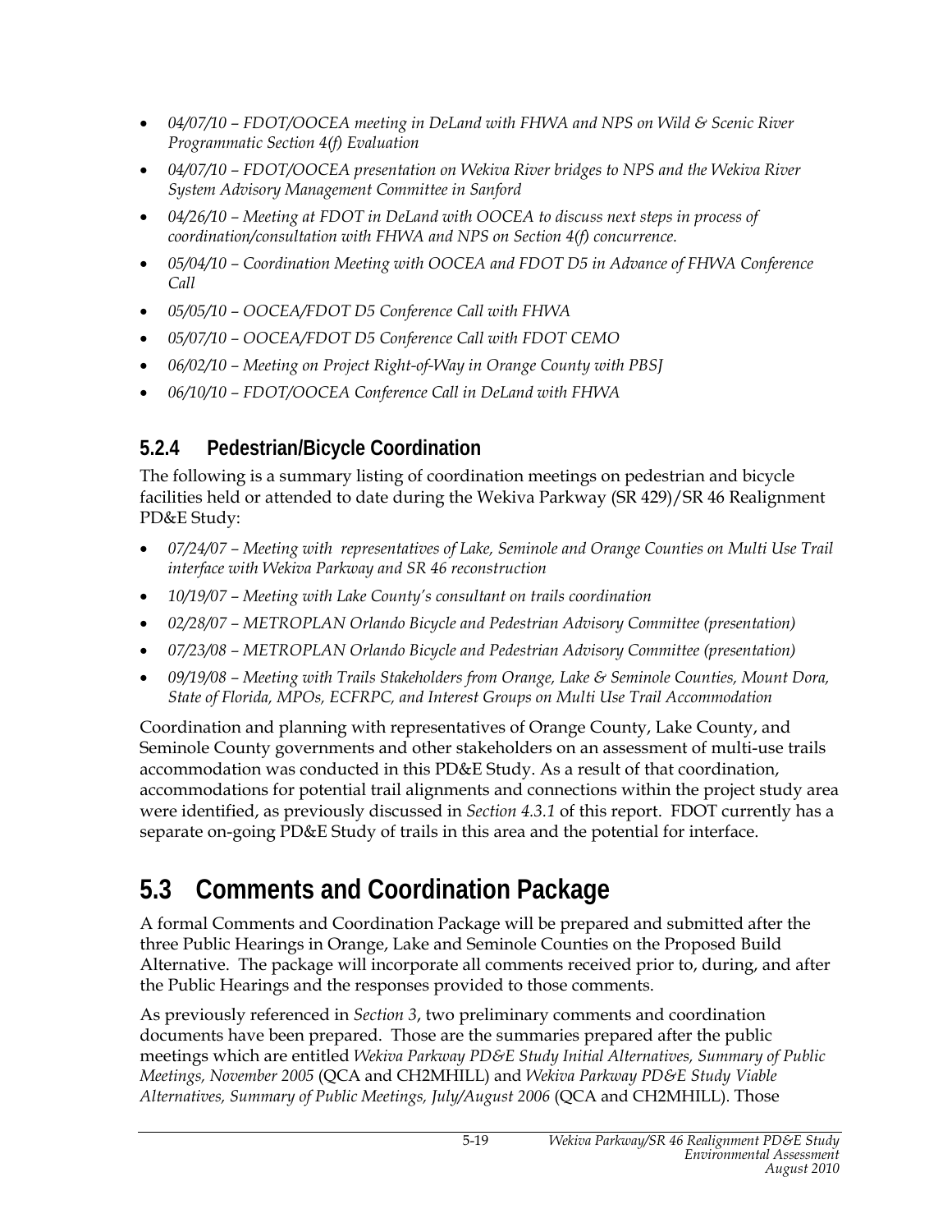- *04/07/10 – FDOT/OOCEA meeting in DeLand with FHWA and NPS on Wild & Scenic River Programmatic Section 4(f) Evaluation*
- *04/07/10 – FDOT/OOCEA presentation on Wekiva River bridges to NPS and the Wekiva River System Advisory Management Committee in Sanford*
- *04/26/10 – Meeting at FDOT in DeLand with OOCEA to discuss next steps in process of coordination/consultation with FHWA and NPS on Section 4(f) concurrence.*
- *05/04/10 – Coordination Meeting with OOCEA and FDOT D5 in Advance of FHWA Conference Call*
- *05/05/10 – OOCEA/FDOT D5 Conference Call with FHWA*
- *05/07/10 – OOCEA/FDOT D5 Conference Call with FDOT CEMO*
- *06/02/10 – Meeting on Project Right-of-Way in Orange County with PBSJ*
- *06/10/10 – FDOT/OOCEA Conference Call in DeLand with FHWA*

### 5.2.4 Pedestrian/Bicycle Coordination

The following is a summary listing of coordination meetings on pedestrian and bicycle facilities held or attended to date during the Wekiva Parkway (SR 429)/SR 46 Realignment PD&E Study:

- *07/24/07 – Meeting with representatives of Lake, Seminole and Orange Counties on Multi Use Trail interface with Wekiva Parkway and SR 46 reconstruction*
- *10/19/07 – Meeting with Lake County's consultant on trails coordination*
- *02/28/07 – METROPLAN Orlando Bicycle and Pedestrian Advisory Committee (presentation)*
- *07/23/08 – METROPLAN Orlando Bicycle and Pedestrian Advisory Committee (presentation)*
- *09/19/08 – Meeting with Trails Stakeholders from Orange, Lake & Seminole Counties, Mount Dora, State of Florida, MPOs, ECFRPC, and Interest Groups on Multi Use Trail Accommodation*

Coordination and planning with representatives of Orange County, Lake County, and Seminole County governments and other stakeholders on an assessment of multi-use trails accommodation was conducted in this PD&E Study. As a result of that coordination, accommodations for potential trail alignments and connections within the project study area were identified, as previously discussed in *Section 4.3.1* of this report. FDOT currently has a separate on-going PD&E Study of trails in this area and the potential for interface.

## 5.3 Comments and Coordination Package

A formal Comments and Coordination Package will be prepared and submitted after the three Public Hearings in Orange, Lake and Seminole Counties on the Proposed Build Alternative. The package will incorporate all comments received prior to, during, and after the Public Hearings and the responses provided to those comments.

As previously referenced in *Section 3*, two preliminary comments and coordination documents have been prepared. Those are the summaries prepared after the public meetings which are entitled *Wekiva Parkway PD&E Study Initial Alternatives, Summary of Public Meetings, November 2005* (QCA and CH2MHILL) and *Wekiva Parkway PD&E Study Viable Alternatives, Summary of Public Meetings, July/August 2006* (QCA and CH2MHILL). Those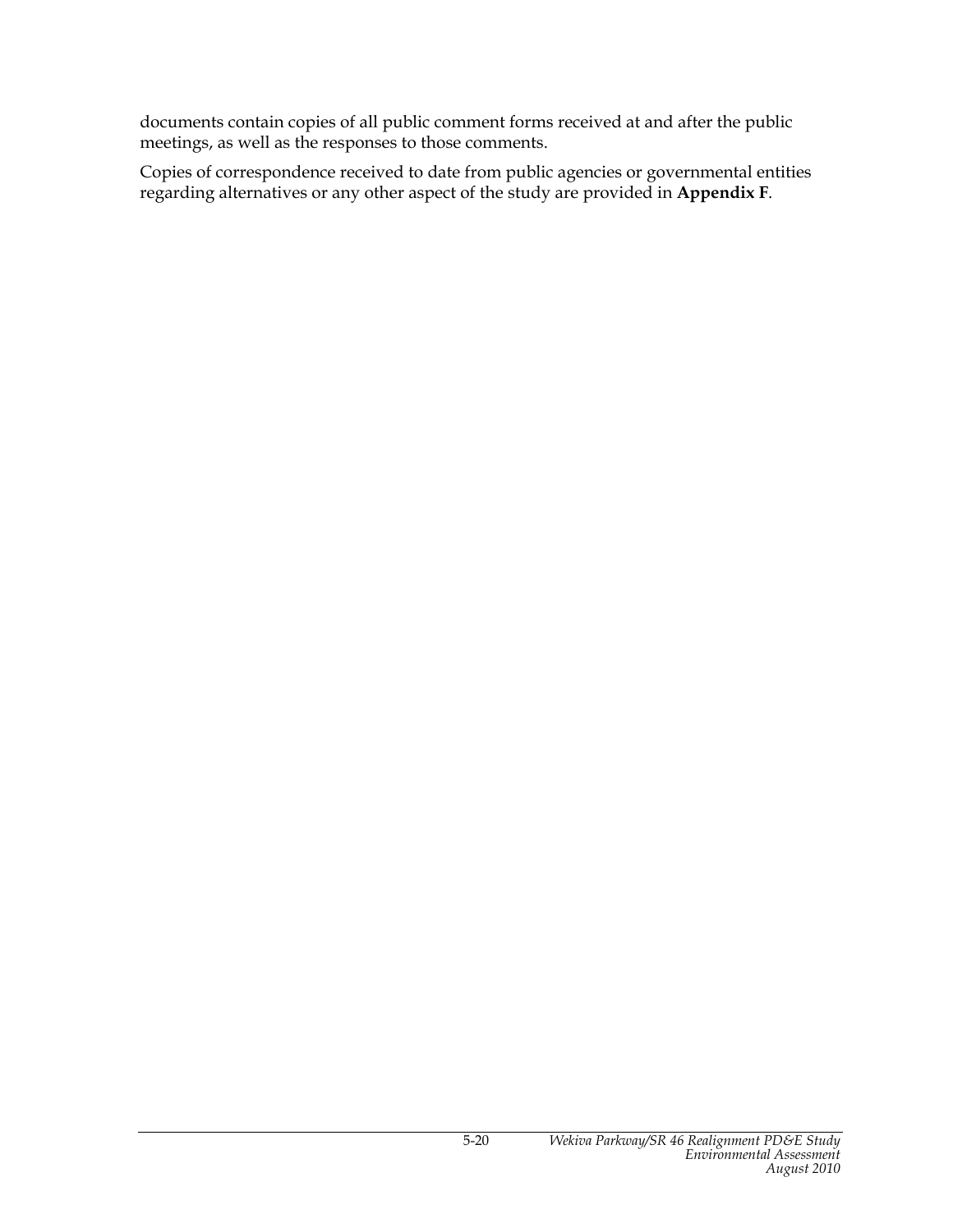documents contain copies of all public comment forms received at and after the public meetings, as well as the responses to those comments.

Copies of correspondence received to date from public agencies or governmental entities regarding alternatives or any other aspect of the study are provided in **Appendix F**.